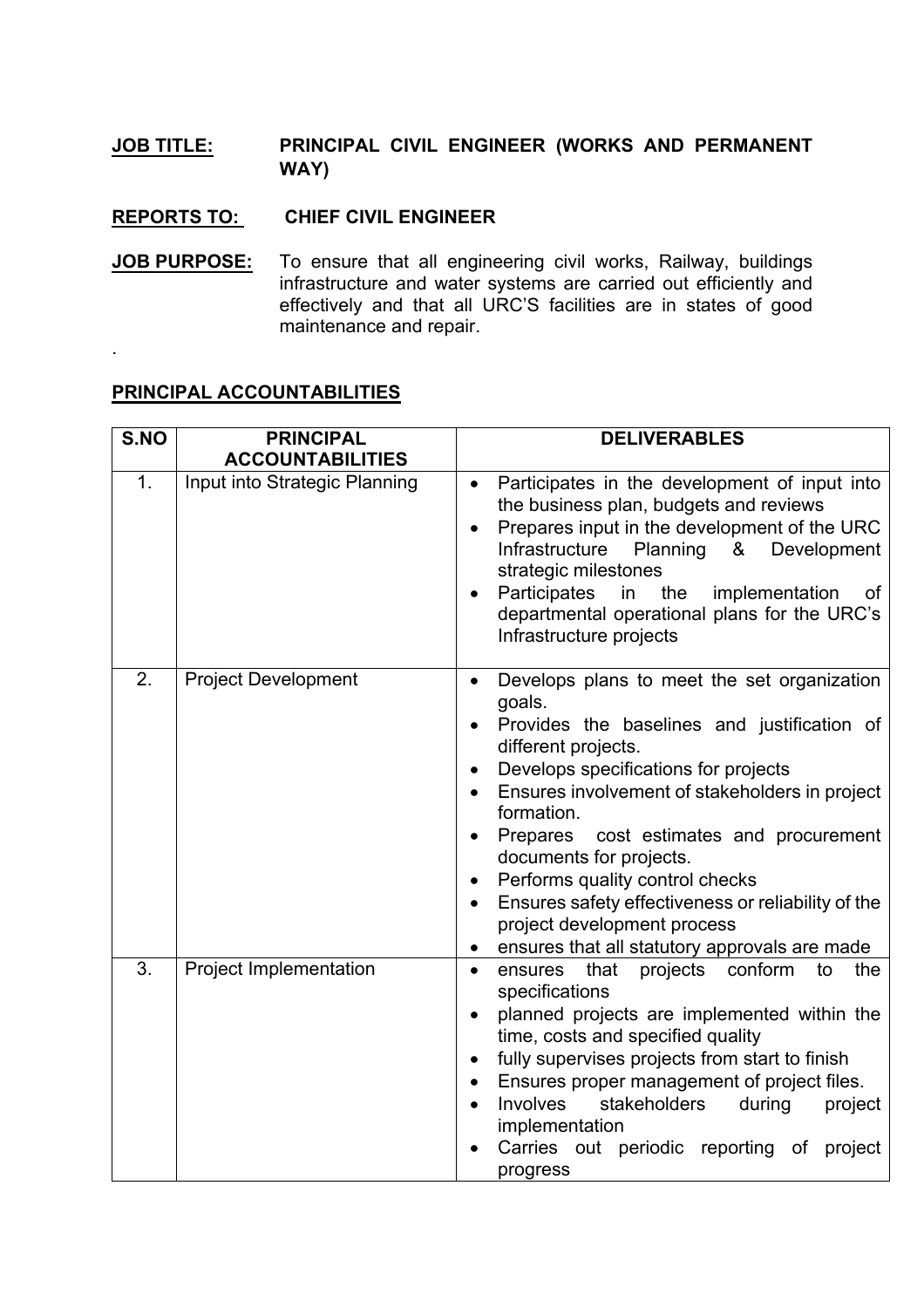**JOB TITLE:** **PRINCIPAL CIVIL ENGINEER (WORKS AND PERMANENT WAY)**

**REPORTS TO:** **CHIEF CIVIL ENGINEER**

**JOB PURPOSE:** To ensure that all engineering civil works, Railway, buildings infrastructure and water systems are carried out efficiently and effectively and that all URC'S facilities are in states of good maintenance and repair.

.

## PRINCIPAL ACCOUNTABILITIES

| S.NO | PRINCIPAL ACCOUNTABILITIES | DELIVERABLES |
|---|---|---|
| 1. | Input into Strategic Planning | • Participates in the development of input into the business plan, budgets and reviews<br>• Prepares input in the development of the URC Infrastructure Planning & Development strategic milestones<br>• Participates in the implementation of departmental operational plans for the URC's Infrastructure projects |
| 2. | Project Development | • Develops plans to meet the set organization goals.<br>• Provides the baselines and justification of different projects.<br>• Develops specifications for projects<br>• Ensures involvement of stakeholders in project formation.<br>• Prepares cost estimates and procurement documents for projects.<br>• Performs quality control checks<br>• Ensures safety effectiveness or reliability of the project development process<br>• ensures that all statutory approvals are made |
| 3. | Project Implementation | • ensures that projects conform to the specifications<br>• planned projects are implemented within the time, costs and specified quality<br>• fully supervises projects from start to finish<br>• Ensures proper management of project files.<br>• Involves stakeholders during project implementation<br>• Carries out periodic reporting of project progress |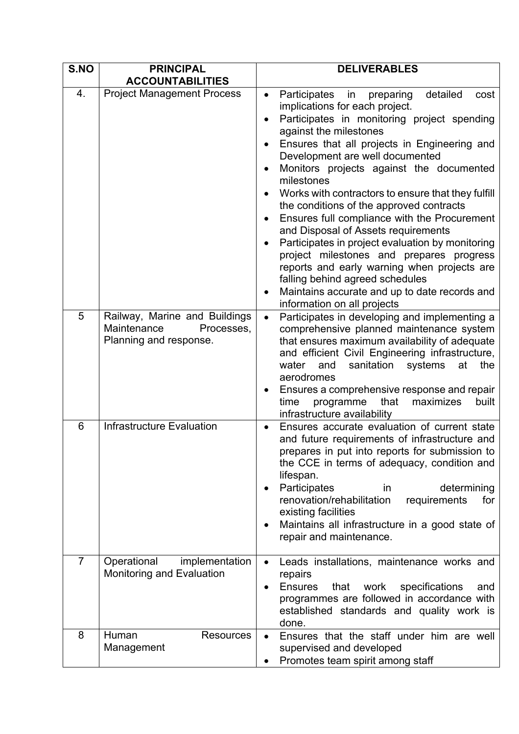| S.NO | PRINCIPAL ACCOUNTABILITIES | DELIVERABLES |
|---|---|---|
| 4. | Project Management Process | • Participates in preparing detailed cost implications for each project.<br>• Participates in monitoring project spending against the milestones<br>• Ensures that all projects in Engineering and Development are well documented<br>• Monitors projects against the documented milestones<br>• Works with contractors to ensure that they fulfill the conditions of the approved contracts<br>• Ensures full compliance with the Procurement and Disposal of Assets requirements<br>• Participates in project evaluation by monitoring project milestones and prepares progress reports and early warning when projects are falling behind agreed schedules<br>• Maintains accurate and up to date records and information on all projects |
| 5 | Railway, Marine and Buildings Maintenance Processes, Planning and response. | • Participates in developing and implementing a comprehensive planned maintenance system that ensures maximum availability of adequate and efficient Civil Engineering infrastructure, water and sanitation systems at the aerodromes<br>• Ensures a comprehensive response and repair time programme that maximizes built infrastructure availability |
| 6 | Infrastructure Evaluation | • Ensures accurate evaluation of current state and future requirements of infrastructure and prepares in put into reports for submission to the CCE in terms of adequacy, condition and lifespan.<br>• Participates in determining renovation/rehabilitation requirements for existing facilities<br>• Maintains all infrastructure in a good state of repair and maintenance. |
| 7 | Operational implementation Monitoring and Evaluation | • Leads installations, maintenance works and repairs<br>• Ensures that work specifications and programmes are followed in accordance with established standards and quality work is done. |
| 8 | Human Resources Management | • Ensures that the staff under him are well supervised and developed<br>• Promotes team spirit among staff |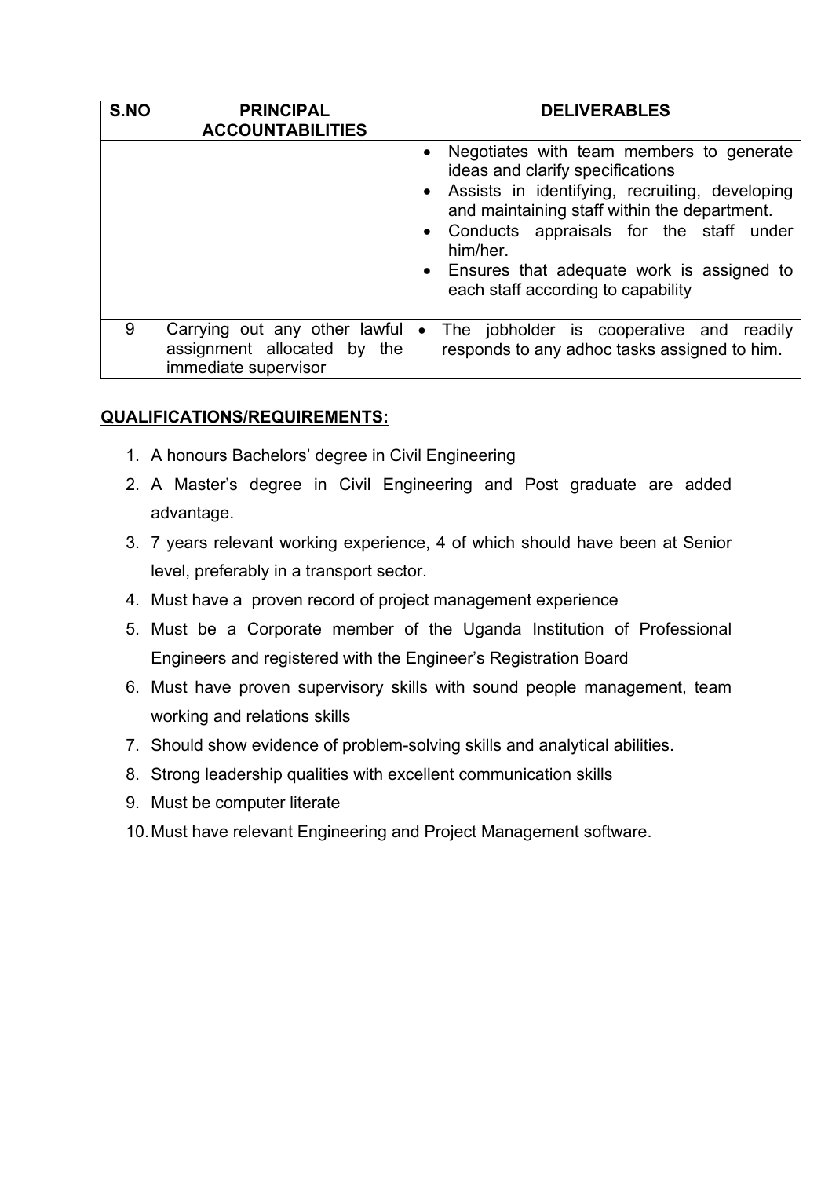| S.NO | PRINCIPAL ACCOUNTABILITIES | DELIVERABLES |
|---|---|---|
| | | • Negotiates with team members to generate ideas and clarify specifications<br>• Assists in identifying, recruiting, developing and maintaining staff within the department.<br>• Conducts appraisals for the staff under him/her.<br>• Ensures that adequate work is assigned to each staff according to capability |
| 9 | Carrying out any other lawful assignment allocated by the immediate supervisor | • The jobholder is cooperative and readily responds to any adhoc tasks assigned to him. |

**QUALIFICATIONS/REQUIREMENTS:**

1. A honours Bachelors' degree in Civil Engineering
2. A Master's degree in Civil Engineering and Post graduate are added advantage.
3. 7 years relevant working experience, 4 of which should have been at Senior level, preferably in a transport sector.
4. Must have a proven record of project management experience
5. Must be a Corporate member of the Uganda Institution of Professional Engineers and registered with the Engineer's Registration Board
6. Must have proven supervisory skills with sound people management, team working and relations skills
7. Should show evidence of problem-solving skills and analytical abilities.
8. Strong leadership qualities with excellent communication skills
9. Must be computer literate
10. Must have relevant Engineering and Project Management software.